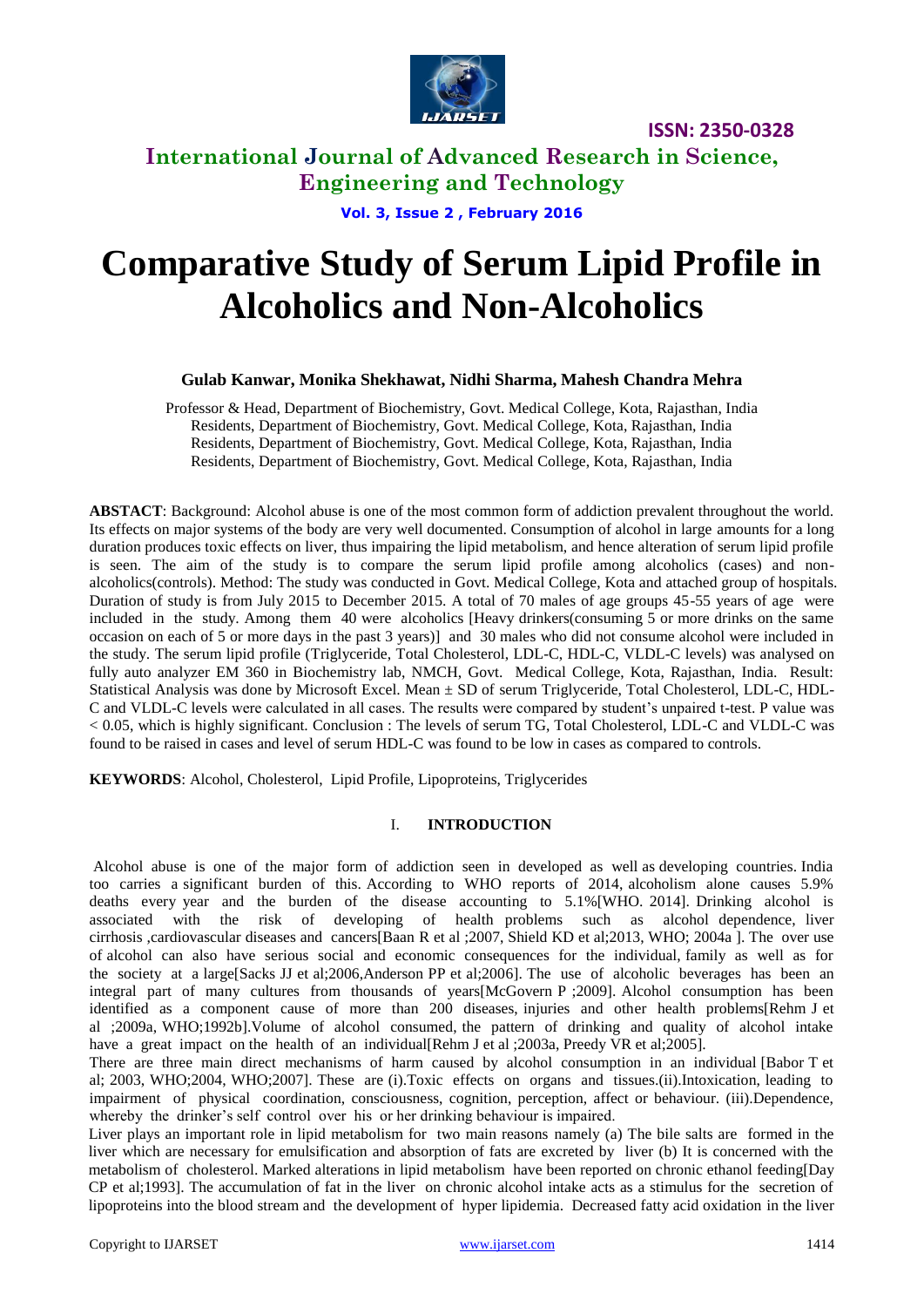# Comparative Study of Serum Lipid Profile in Alcoholics and Non-Alcoholics

**Gulab Kanwar, Monika Shekhawat, Nidhi Sharma, Mahesh Chandra Mehra**

Professor & Head, Department of Biochemistry, Govt. Medical College, Kota, Rajasthan, India
Residents, Department of Biochemistry, Govt. Medical College, Kota, Rajasthan, India
Residents, Department of Biochemistry, Govt. Medical College, Kota, Rajasthan, India
Residents, Department of Biochemistry, Govt. Medical College, Kota, Rajasthan, India

**ABSTACT**: Background: Alcohol abuse is one of the most common form of addiction prevalent throughout the world. Its effects on major systems of the body are very well documented. Consumption of alcohol in large amounts for a long duration produces toxic effects on liver, thus impairing the lipid metabolism, and hence alteration of serum lipid profile is seen. The aim of the study is to compare the serum lipid profile among alcoholics (cases) and non-alcoholics(controls). Method: The study was conducted in Govt. Medical College, Kota and attached group of hospitals. Duration of study is from July 2015 to December 2015. A total of 70 males of age groups 45-55 years of age were included in the study. Among them 40 were alcoholics [Heavy drinkers(consuming 5 or more drinks on the same occasion on each of 5 or more days in the past 3 years)] and 30 males who did not consume alcohol were included in the study. The serum lipid profile (Triglyceride, Total Cholesterol, LDL-C, HDL-C, VLDL-C levels) was analysed on fully auto analyzer EM 360 in Biochemistry lab, NMCH, Govt. Medical College, Kota, Rajasthan, India. Result: Statistical Analysis was done by Microsoft Excel. Mean ± SD of serum Triglyceride, Total Cholesterol, LDL-C, HDL-C and VLDL-C levels were calculated in all cases. The results were compared by student's unpaired t-test. P value was < 0.05, which is highly significant. Conclusion : The levels of serum TG, Total Cholesterol, LDL-C and VLDL-C was found to be raised in cases and level of serum HDL-C was found to be low in cases as compared to controls.

**KEYWORDS**: Alcohol, Cholesterol, Lipid Profile, Lipoproteins, Triglycerides

## I. INTRODUCTION

Alcohol abuse is one of the major form of addiction seen in developed as well as developing countries. India too carries a significant burden of this. According to WHO reports of 2014, alcoholism alone causes 5.9% deaths every year and the burden of the disease accounting to 5.1%[WHO. 2014]. Drinking alcohol is associated with the risk of developing of health problems such as alcohol dependence, liver cirrhosis ,cardiovascular diseases and cancers[Baan R et al ;2007, Shield KD et al;2013, WHO; 2004a ]. The over use of alcohol can also have serious social and economic consequences for the individual, family as well as for the society at a large[Sacks JJ et al;2006,Anderson PP et al;2006]. The use of alcoholic beverages has been an integral part of many cultures from thousands of years[McGovern P ;2009]. Alcohol consumption has been identified as a component cause of more than 200 diseases, injuries and other health problems[Rehm J et al ;2009a, WHO;1992b].Volume of alcohol consumed, the pattern of drinking and quality of alcohol intake have a great impact on the health of an individual[Rehm J et al ;2003a, Preedy VR et al;2005].

There are three main direct mechanisms of harm caused by alcohol consumption in an individual [Babor T et al; 2003, WHO;2004, WHO;2007]. These are (i).Toxic effects on organs and tissues.(ii).Intoxication, leading to impairment of physical coordination, consciousness, cognition, perception, affect or behaviour. (iii).Dependence, whereby the drinker's self control over his or her drinking behaviour is impaired.

Liver plays an important role in lipid metabolism for two main reasons namely (a) The bile salts are formed in the liver which are necessary for emulsification and absorption of fats are excreted by liver (b) It is concerned with the metabolism of cholesterol. Marked alterations in lipid metabolism have been reported on chronic ethanol feeding[Day CP et al;1993]. The accumulation of fat in the liver on chronic alcohol intake acts as a stimulus for the secretion of lipoproteins into the blood stream and the development of hyper lipidemia. Decreased fatty acid oxidation in the liver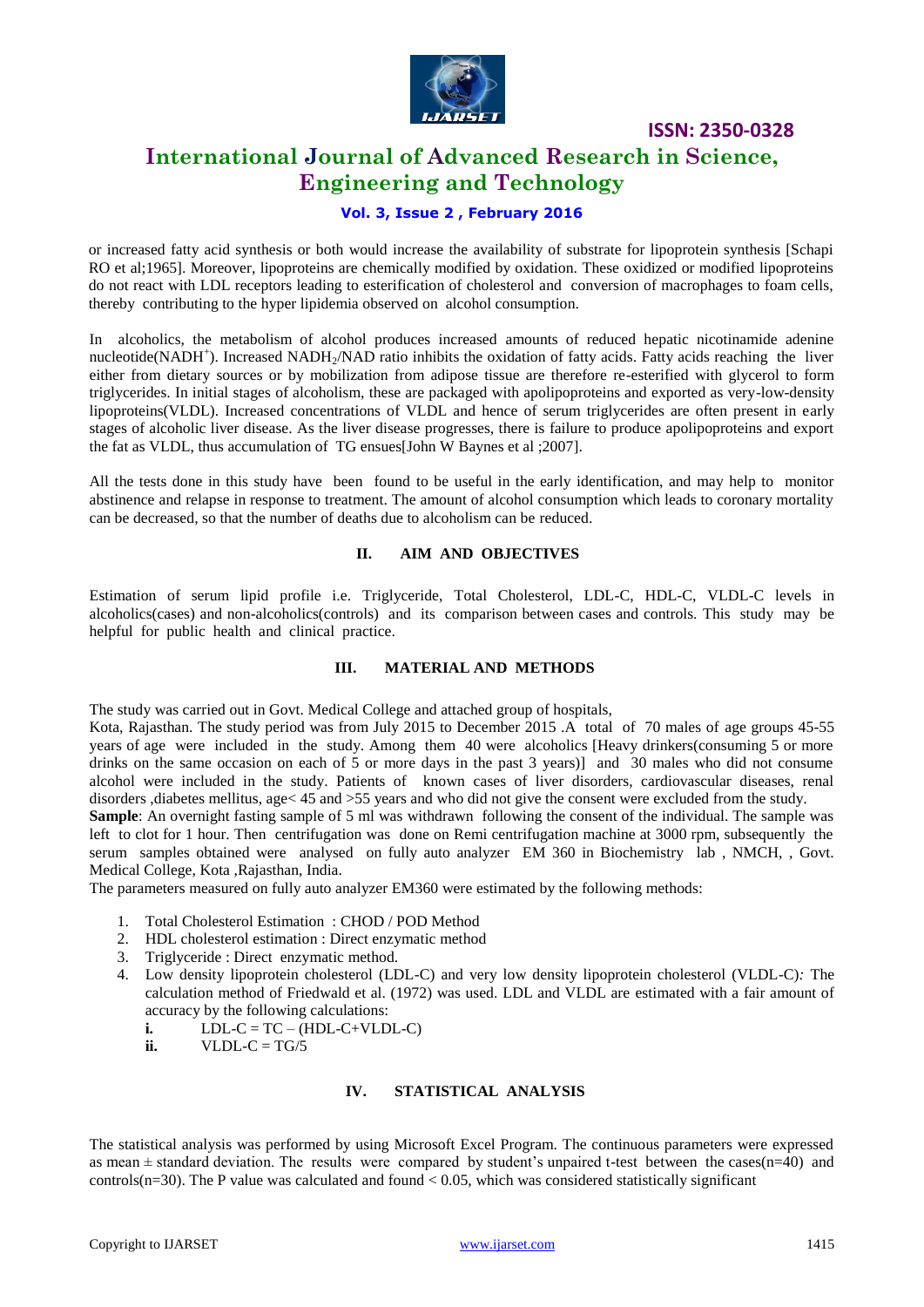or increased fatty acid synthesis or both would increase the availability of substrate for lipoprotein synthesis [Schapi RO et al;1965]. Moreover, lipoproteins are chemically modified by oxidation. These oxidized or modified lipoproteins do not react with LDL receptors leading to esterification of cholesterol and conversion of macrophages to foam cells, thereby contributing to the hyper lipidemia observed on alcohol consumption.

In alcoholics, the metabolism of alcohol produces increased amounts of reduced hepatic nicotinamide adenine nucleotide($NADH^+$). Increased $NADH_2/NAD$ ratio inhibits the oxidation of fatty acids. Fatty acids reaching the liver either from dietary sources or by mobilization from adipose tissue are therefore re-esterified with glycerol to form triglycerides. In initial stages of alcoholism, these are packaged with apolipoproteins and exported as very-low-density lipoproteins(VLDL). Increased concentrations of VLDL and hence of serum triglycerides are often present in early stages of alcoholic liver disease. As the liver disease progresses, there is failure to produce apolipoproteins and export the fat as VLDL, thus accumulation of TG ensues[John W Baynes et al ;2007].

All the tests done in this study have been found to be useful in the early identification, and may help to monitor abstinence and relapse in response to treatment. The amount of alcohol consumption which leads to coronary mortality can be decreased, so that the number of deaths due to alcoholism can be reduced.

## II. AIM AND OBJECTIVES

Estimation of serum lipid profile i.e. Triglyceride, Total Cholesterol, LDL-C, HDL-C, VLDL-C levels in alcoholics(cases) and non-alcoholics(controls) and its comparison between cases and controls. This study may be helpful for public health and clinical practice.

## III. MATERIAL AND METHODS

The study was carried out in Govt. Medical College and attached group of hospitals, Kota, Rajasthan. The study period was from July 2015 to December 2015 .A total of 70 males of age groups 45-55 years of age were included in the study. Among them 40 were alcoholics [Heavy drinkers(consuming 5 or more drinks on the same occasion on each of 5 or more days in the past 3 years)] and 30 males who did not consume alcohol were included in the study. Patients of known cases of liver disorders, cardiovascular diseases, renal disorders ,diabetes mellitus, age< 45 and >55 years and who did not give the consent were excluded from the study.

**Sample**: An overnight fasting sample of 5 ml was withdrawn following the consent of the individual. The sample was left to clot for 1 hour. Then centrifugation was done on Remi centrifugation machine at 3000 rpm, subsequently the serum samples obtained were analysed on fully auto analyzer EM 360 in Biochemistry lab , NMCH, , Govt. Medical College, Kota ,Rajasthan, India.

The parameters measured on fully auto analyzer EM360 were estimated by the following methods:

1. Total Cholesterol Estimation : CHOD / POD Method
2. HDL cholesterol estimation : Direct enzymatic method
3. Triglyceride : Direct enzymatic method.
4. Low density lipoprotein cholesterol (LDL-C) and very low density lipoprotein cholesterol (VLDL-C): The calculation method of Friedwald et al. (1972) was used. LDL and VLDL are estimated with a fair amount of accuracy by the following calculations:
   - **i.** LDL-C = TC – (HDL-C+VLDL-C)
   - **ii.** VLDL-C = TG/5

## IV. STATISTICAL ANALYSIS

The statistical analysis was performed by using Microsoft Excel Program. The continuous parameters were expressed as mean ± standard deviation. The results were compared by student's unpaired t-test between the cases(n=40) and controls(n=30). The P value was calculated and found < 0.05, which was considered statistically significant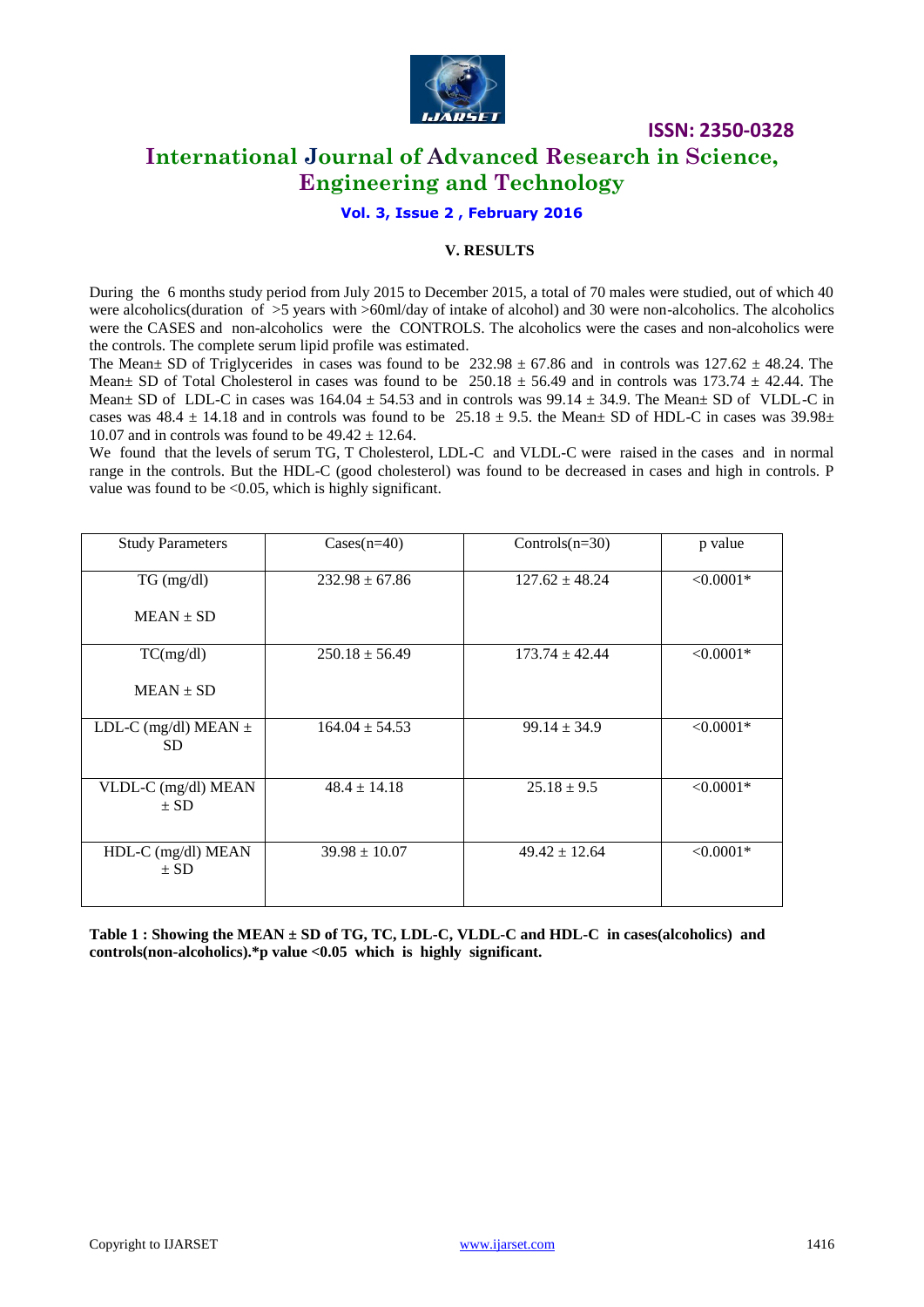### V. RESULTS

During the 6 months study period from July 2015 to December 2015, a total of 70 males were studied, out of which 40 were alcoholics(duration of >5 years with >60ml/day of intake of alcohol) and 30 were non-alcoholics. The alcoholics were the CASES and non-alcoholics were the CONTROLS. The alcoholics were the cases and non-alcoholics were the controls. The complete serum lipid profile was estimated.

The Mean± SD of Triglycerides in cases was found to be 232.98 ± 67.86 and in controls was 127.62 ± 48.24. The Mean± SD of Total Cholesterol in cases was found to be 250.18 ± 56.49 and in controls was 173.74 ± 42.44. The Mean± SD of LDL-C in cases was 164.04 ± 54.53 and in controls was 99.14 ± 34.9. The Mean± SD of VLDL-C in cases was 48.4 ± 14.18 and in controls was found to be 25.18 ± 9.5. the Mean± SD of HDL-C in cases was 39.98± 10.07 and in controls was found to be 49.42 ± 12.64.

We found that the levels of serum TG, T Cholesterol, LDL-C and VLDL-C were raised in the cases and in normal range in the controls. But the HDL-C (good cholesterol) was found to be decreased in cases and high in controls. P value was found to be <0.05, which is highly significant.

| Study Parameters | Cases(n=40) | Controls(n=30) | p value |
|---|---|---|---|
| TG (mg/dl) MEAN ± SD | 232.98 ± 67.86 | 127.62 ± 48.24 | <0.0001* |
| TC(mg/dl) MEAN ± SD | 250.18 ± 56.49 | 173.74 ± 42.44 | <0.0001* |
| LDL-C (mg/dl) MEAN ± SD | 164.04 ± 54.53 | 99.14 ± 34.9 | <0.0001* |
| VLDL-C (mg/dl) MEAN ± SD | 48.4 ± 14.18 | 25.18 ± 9.5 | <0.0001* |
| HDL-C (mg/dl) MEAN ± SD | 39.98 ± 10.07 | 49.42 ± 12.64 | <0.0001* |

**Table 1 : Showing the MEAN ± SD of TG, TC, LDL-C, VLDL-C and HDL-C in cases(alcoholics) and controls(non-alcoholics).*p value <0.05 which is highly significant.**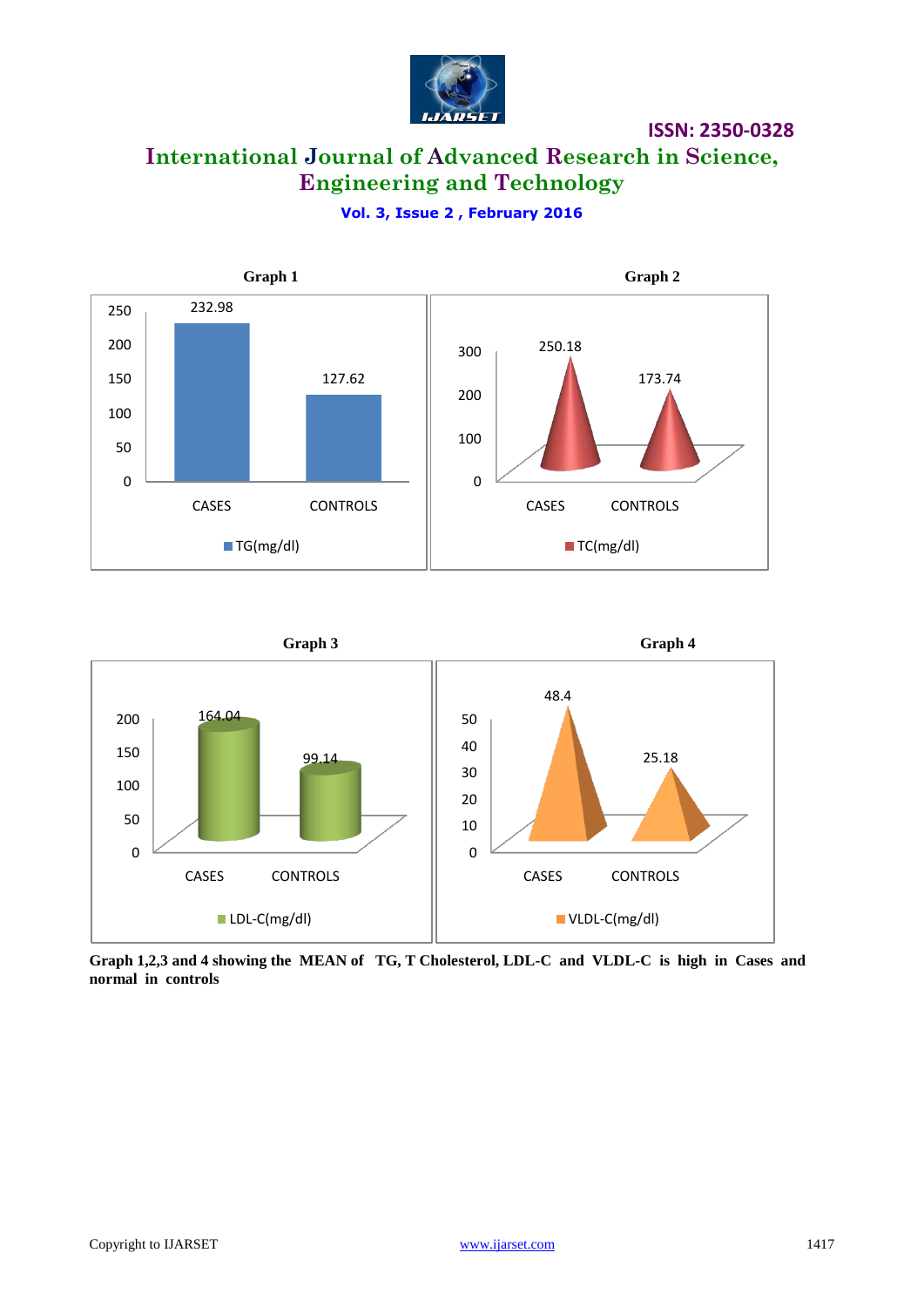**Graph 1**

| | TG(mg/dl) |
|---|---|
| CASES | 232.98 |
| CONTROLS | 127.62 |

**Graph 2**

| | TC(mg/dl) |
|---|---|
| CASES | 250.18 |
| CONTROLS | 173.74 |

**Graph 3**

| | LDL-C(mg/dl) |
|---|---|
| CASES | 164.04 |
| CONTROLS | 99.14 |

**Graph 4**

| | VLDL-C(mg/dl) |
|---|---|
| CASES | 48.4 |
| CONTROLS | 25.18 |

**Graph 1,2,3 and 4 showing the MEAN of TG, T Cholesterol, LDL-C and VLDL-C is high in Cases and normal in controls**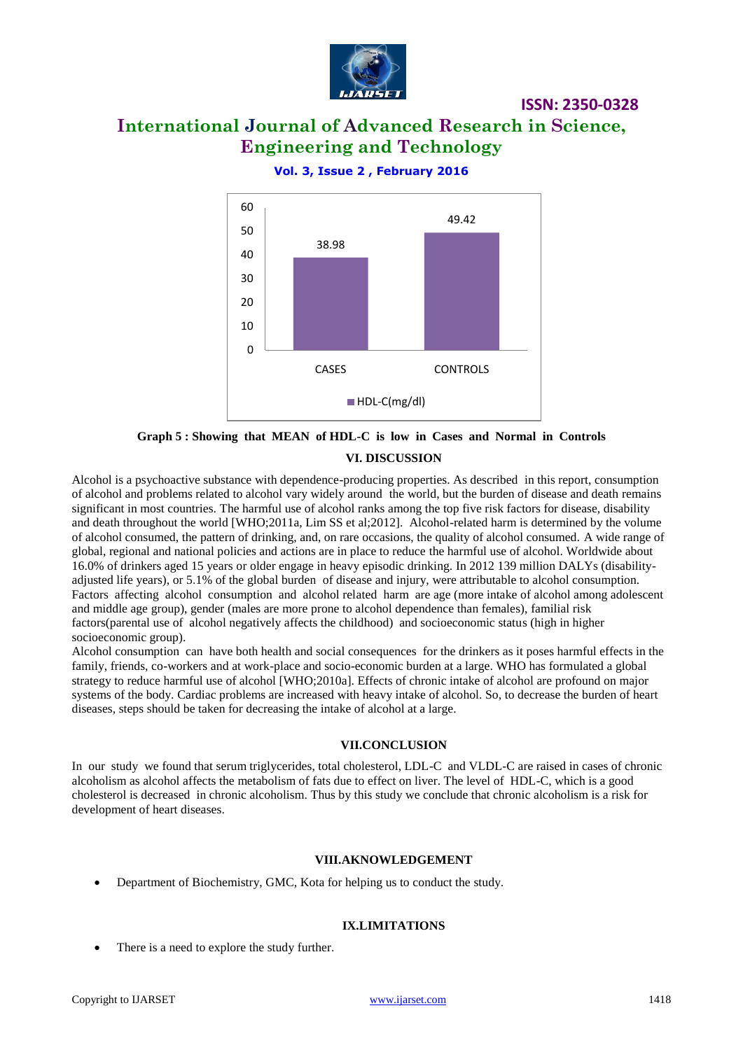| | HDL-C(mg/dl) |
|---|---|
| CASES | 38.98 |
| CONTROLS | 49.42 |

**Graph 5 : Showing that MEAN of HDL-C is low in Cases and Normal in Controls**

## VI. DISCUSSION

Alcohol is a psychoactive substance with dependence-producing properties. As described in this report, consumption of alcohol and problems related to alcohol vary widely around the world, but the burden of disease and death remains significant in most countries. The harmful use of alcohol ranks among the top five risk factors for disease, disability and death throughout the world [WHO;2011a, Lim SS et al;2012]. Alcohol-related harm is determined by the volume of alcohol consumed, the pattern of drinking, and, on rare occasions, the quality of alcohol consumed. A wide range of global, regional and national policies and actions are in place to reduce the harmful use of alcohol. Worldwide about 16.0% of drinkers aged 15 years or older engage in heavy episodic drinking. In 2012 139 million DALYs (disability-adjusted life years), or 5.1% of the global burden of disease and injury, were attributable to alcohol consumption. Factors affecting alcohol consumption and alcohol related harm are age (more intake of alcohol among adolescent and middle age group), gender (males are more prone to alcohol dependence than females), familial risk factors(parental use of alcohol negatively affects the childhood) and socioeconomic status (high in higher socioeconomic group).

Alcohol consumption can have both health and social consequences for the drinkers as it poses harmful effects in the family, friends, co-workers and at work-place and socio-economic burden at a large. WHO has formulated a global strategy to reduce harmful use of alcohol [WHO;2010a]. Effects of chronic intake of alcohol are profound on major systems of the body. Cardiac problems are increased with heavy intake of alcohol. So, to decrease the burden of heart diseases, steps should be taken for decreasing the intake of alcohol at a large.

## VII.CONCLUSION

In our study we found that serum triglycerides, total cholesterol, LDL-C and VLDL-C are raised in cases of chronic alcoholism as alcohol affects the metabolism of fats due to effect on liver. The level of HDL-C, which is a good cholesterol is decreased in chronic alcoholism. Thus by this study we conclude that chronic alcoholism is a risk for development of heart diseases.

## VIII.AKNOWLEDGEMENT

- Department of Biochemistry, GMC, Kota for helping us to conduct the study.

## IX.LIMITATIONS

- There is a need to explore the study further.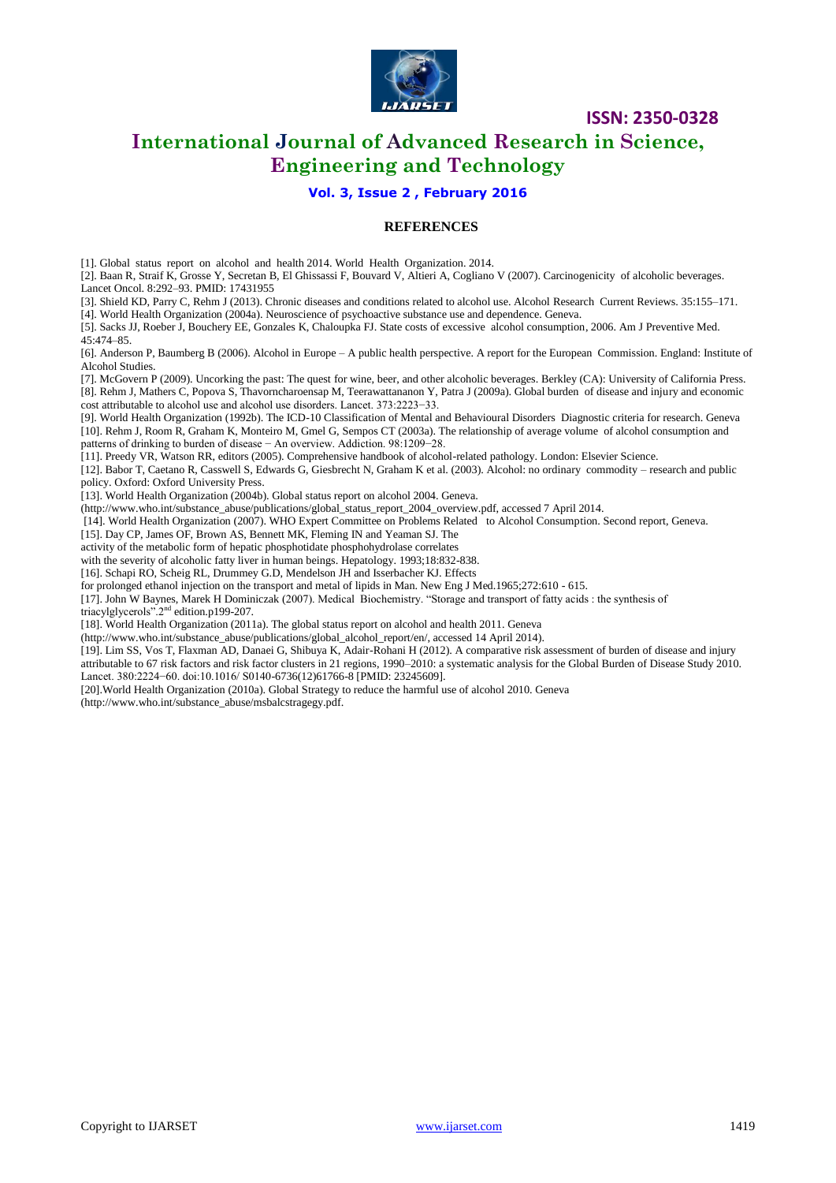## REFERENCES

[1]. Global status report on alcohol and health 2014. World Health Organization. 2014.

[2]. Baan R, Straif K, Grosse Y, Secretan B, El Ghissassi F, Bouvard V, Altieri A, Cogliano V (2007). Carcinogenicity of alcoholic beverages. Lancet Oncol. 8:292–93. PMID: 17431955

[3]. Shield KD, Parry C, Rehm J (2013). Chronic diseases and conditions related to alcohol use. Alcohol Research Current Reviews. 35:155–171.

[4]. World Health Organization (2004a). Neuroscience of psychoactive substance use and dependence. Geneva.

[5]. Sacks JJ, Roeber J, Bouchery EE, Gonzales K, Chaloupka FJ. State costs of excessive alcohol consumption, 2006. Am J Preventive Med. 45:474–85.

[6]. Anderson P, Baumberg B (2006). Alcohol in Europe – A public health perspective. A report for the European Commission. England: Institute of Alcohol Studies.

[7]. McGovern P (2009). Uncorking the past: The quest for wine, beer, and other alcoholic beverages. Berkley (CA): University of California Press.

[8]. Rehm J, Mathers C, Popova S, Thavorncharoensap M, Teerawattananon Y, Patra J (2009a). Global burden of disease and injury and economic cost attributable to alcohol use and alcohol use disorders. Lancet. 373:2223−33.

[9]. World Health Organization (1992b). The ICD-10 Classification of Mental and Behavioural Disorders Diagnostic criteria for research. Geneva

[10]. Rehm J, Room R, Graham K, Monteiro M, Gmel G, Sempos CT (2003a). The relationship of average volume of alcohol consumption and patterns of drinking to burden of disease − An overview. Addiction. 98:1209−28.

[11]. Preedy VR, Watson RR, editors (2005). Comprehensive handbook of alcohol-related pathology. London: Elsevier Science.

[12]. Babor T, Caetano R, Casswell S, Edwards G, Giesbrecht N, Graham K et al. (2003). Alcohol: no ordinary commodity – research and public policy. Oxford: Oxford University Press.

[13]. World Health Organization (2004b). Global status report on alcohol 2004. Geneva. (http://www.who.int/substance_abuse/publications/global_status_report_2004_overview.pdf, accessed 7 April 2014.

[14]. World Health Organization (2007). WHO Expert Committee on Problems Related to Alcohol Consumption. Second report, Geneva.

[15]. Day CP, James OF, Brown AS, Bennett MK, Fleming IN and Yeaman SJ. The activity of the metabolic form of hepatic phosphotidate phosphohydrolase correlates with the severity of alcoholic fatty liver in human beings. Hepatology. 1993;18:832-838.

[16]. Schapi RO, Scheig RL, Drummey G.D, Mendelson JH and Isserbacher KJ. Effects for prolonged ethanol injection on the transport and metal of lipids in Man. New Eng J Med.1965;272:610 - 615.

[17]. John W Baynes, Marek H Dominiczak (2007). Medical Biochemistry. "Storage and transport of fatty acids : the synthesis of triacylglycerols".2nd edition.p199-207.

[18]. World Health Organization (2011a). The global status report on alcohol and health 2011. Geneva (http://www.who.int/substance_abuse/publications/global_alcohol_report/en/, accessed 14 April 2014).

[19]. Lim SS, Vos T, Flaxman AD, Danaei G, Shibuya K, Adair-Rohani H (2012). A comparative risk assessment of burden of disease and injury attributable to 67 risk factors and risk factor clusters in 21 regions, 1990–2010: a systematic analysis for the Global Burden of Disease Study 2010. Lancet. 380:2224−60. doi:10.1016/ S0140-6736(12)61766-8 [PMID: 23245609].

[20].World Health Organization (2010a). Global Strategy to reduce the harmful use of alcohol 2010. Geneva (http://www.who.int/substance_abuse/msbalcstragegy.pdf.